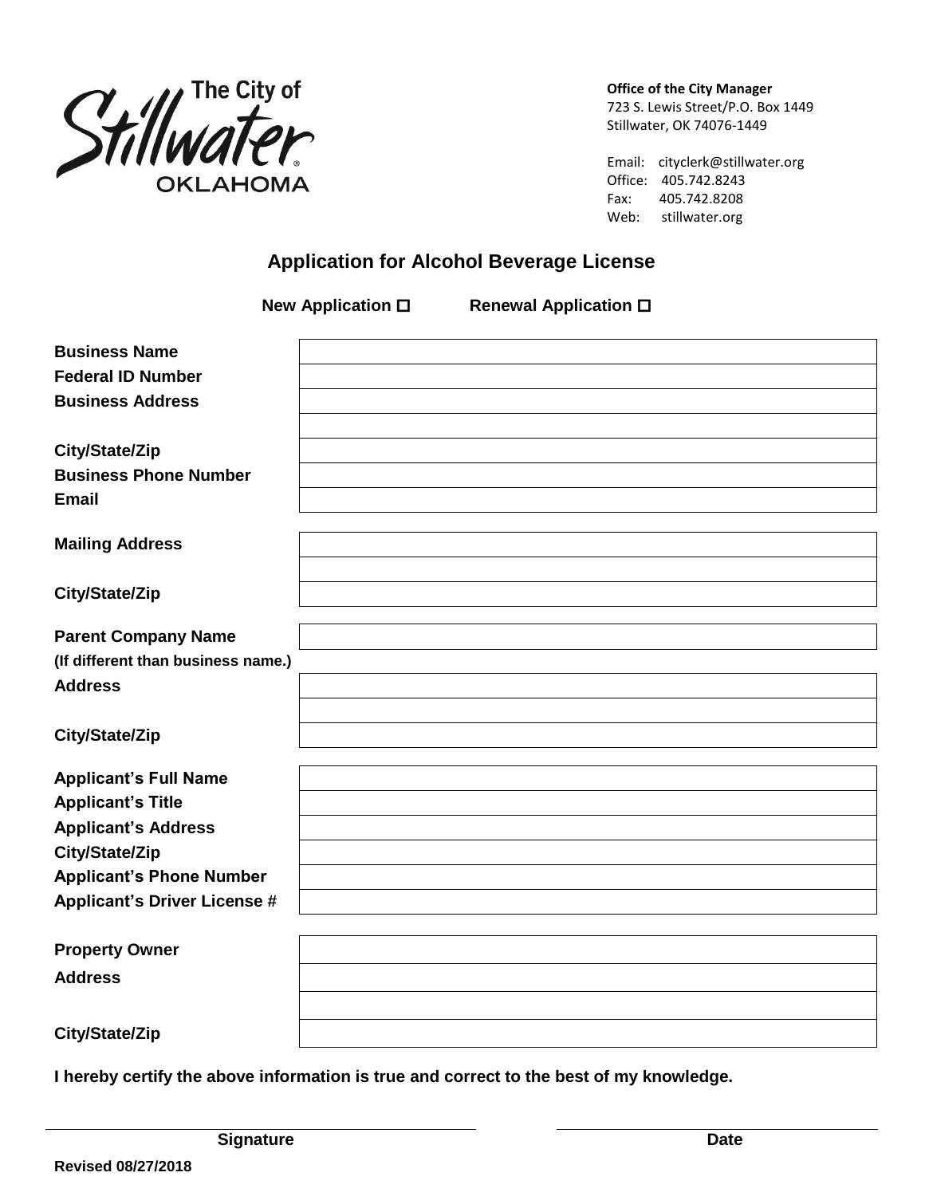The City of Stillwater OKLAHOMA

**Office of the City Manager**
723 S. Lewis Street/P.O. Box 1449
Stillwater, OK 74076-1449

Email: cityclerk@stillwater.org
Office: 405.742.8243
Fax: 405.742.8208
Web: stillwater.org

## Application for Alcohol Beverage License

**New Application** ☐ **Renewal Application** ☐

| | |
|---|---|
| **Business Name** | |
| **Federal ID Number** | |
| **Business Address** | |
| | |
| **City/State/Zip** | |
| **Business Phone Number** | |
| **Email** | |

| | |
|---|---|
| **Mailing Address** | |
| | |
| **City/State/Zip** | |

| | |
|---|---|
| **Parent Company Name** (If different than business name.) | |
| **Address** | |
| | |
| **City/State/Zip** | |

| | |
|---|---|
| **Applicant's Full Name** | |
| **Applicant's Title** | |
| **Applicant's Address** | |
| **City/State/Zip** | |
| **Applicant's Phone Number** | |
| **Applicant's Driver License #** | |

| | |
|---|---|
| **Property Owner** | |
| **Address** | |
| | |
| **City/State/Zip** | |

**I hereby certify the above information is true and correct to the best of my knowledge.**

_______________________________ _______________________________
**Signature** **Date**

**Revised 08/27/2018**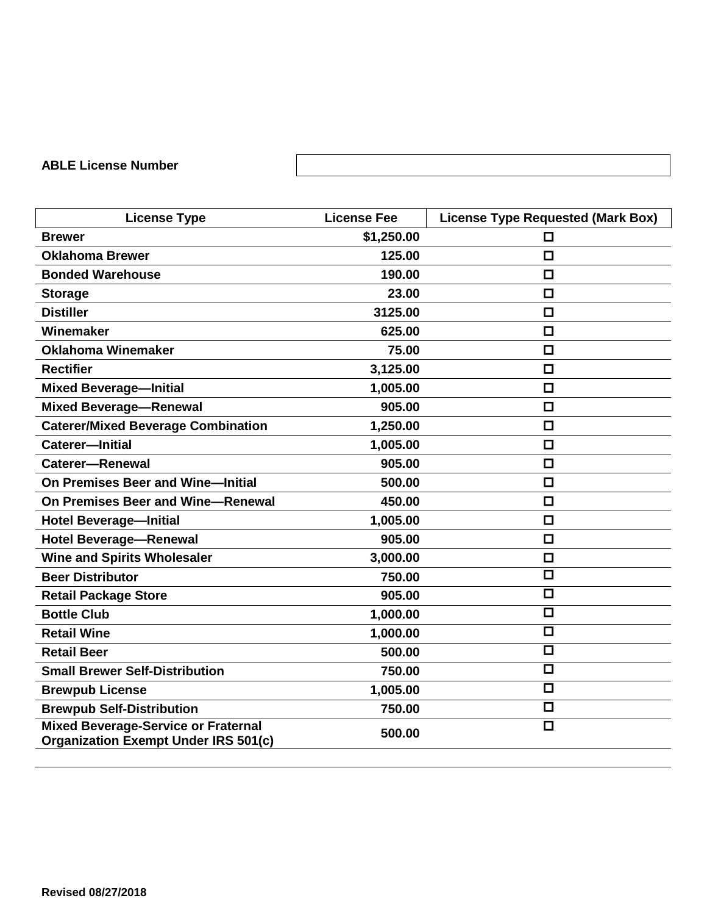**ABLE License Number**

| License Type | License Fee | License Type Requested (Mark Box) |
|---|---:|:---:|
| **Brewer** | **$1,250.00** | ☐ |
| **Oklahoma Brewer** | **125.00** | ☐ |
| **Bonded Warehouse** | **190.00** | ☐ |
| **Storage** | **23.00** | ☐ |
| **Distiller** | **3125.00** | ☐ |
| **Winemaker** | **625.00** | ☐ |
| **Oklahoma Winemaker** | **75.00** | ☐ |
| **Rectifier** | **3,125.00** | ☐ |
| **Mixed Beverage—Initial** | **1,005.00** | ☐ |
| **Mixed Beverage—Renewal** | **905.00** | ☐ |
| **Caterer/Mixed Beverage Combination** | **1,250.00** | ☐ |
| **Caterer—Initial** | **1,005.00** | ☐ |
| **Caterer—Renewal** | **905.00** | ☐ |
| **On Premises Beer and Wine—Initial** | **500.00** | ☐ |
| **On Premises Beer and Wine—Renewal** | **450.00** | ☐ |
| **Hotel Beverage—Initial** | **1,005.00** | ☐ |
| **Hotel Beverage—Renewal** | **905.00** | ☐ |
| **Wine and Spirits Wholesaler** | **3,000.00** | ☐ |
| **Beer Distributor** | **750.00** | ☐ |
| **Retail Package Store** | **905.00** | ☐ |
| **Bottle Club** | **1,000.00** | ☐ |
| **Retail Wine** | **1,000.00** | ☐ |
| **Retail Beer** | **500.00** | ☐ |
| **Small Brewer Self-Distribution** | **750.00** | ☐ |
| **Brewpub License** | **1,005.00** | ☐ |
| **Brewpub Self-Distribution** | **750.00** | ☐ |
| **Mixed Beverage-Service or Fraternal Organization Exempt Under IRS 501(c)** | **500.00** | ☐ |

**Revised 08/27/2018**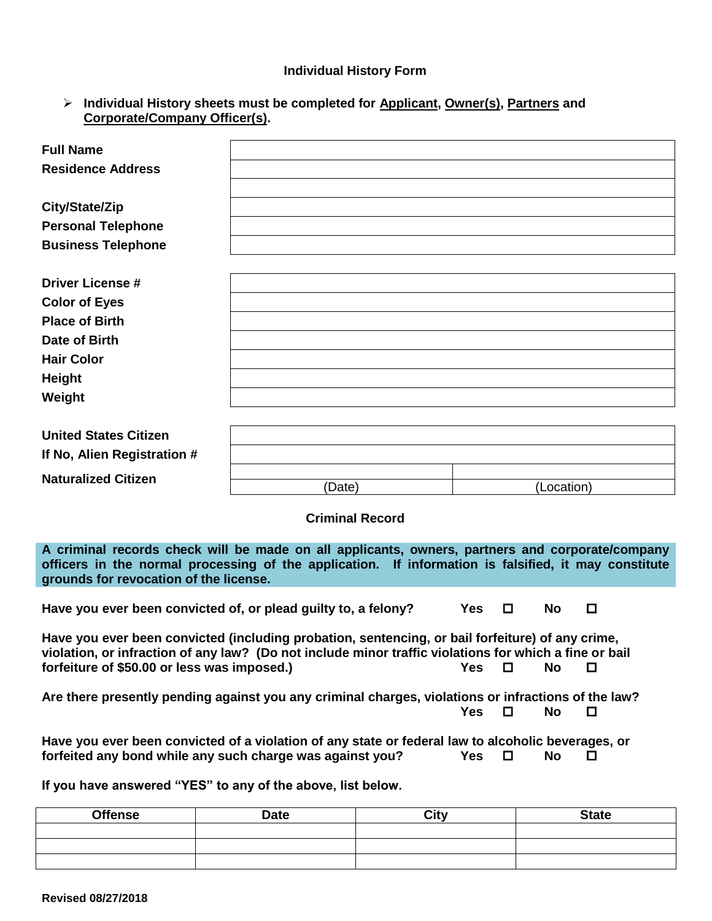## Individual History Form

- **Individual History sheets must be completed for Applicant, Owner(s), Partners and Corporate/Company Officer(s).**

| | |
|---|---|
| **Full Name** | |
| **Residence Address** | |
| | |
| **City/State/Zip** | |
| **Personal Telephone** | |
| **Business Telephone** | |

| | |
|---|---|
| **Driver License #** | |
| **Color of Eyes** | |
| **Place of Birth** | |
| **Date of Birth** | |
| **Hair Color** | |
| **Height** | |
| **Weight** | |

| | | |
|---|---|---|
| **United States Citizen** | | |
| **If No, Alien Registration #** | | |
| **Naturalized Citizen** | (Date) | (Location) |

### Criminal Record

**A criminal records check will be made on all applicants, owners, partners and corporate/company officers in the normal processing of the application. If information is falsified, it may constitute grounds for revocation of the license.**

**Have you ever been convicted of, or plead guilty to, a felony?** **Yes** ☐ **No** ☐

**Have you ever been convicted (including probation, sentencing, or bail forfeiture) of any crime, violation, or infraction of any law? (Do not include minor traffic violations for which a fine or bail forfeiture of $50.00 or less was imposed.)** **Yes** ☐ **No** ☐

**Are there presently pending against you any criminal charges, violations or infractions of the law?** **Yes** ☐ **No** ☐

**Have you ever been convicted of a violation of any state or federal law to alcoholic beverages, or forfeited any bond while any such charge was against you?** **Yes** ☐ **No** ☐

**If you have answered "YES" to any of the above, list below.**

| Offense | Date | City | State |
|---|---|---|---|
| | | | |
| | | | |
| | | | |

**Revised 08/27/2018**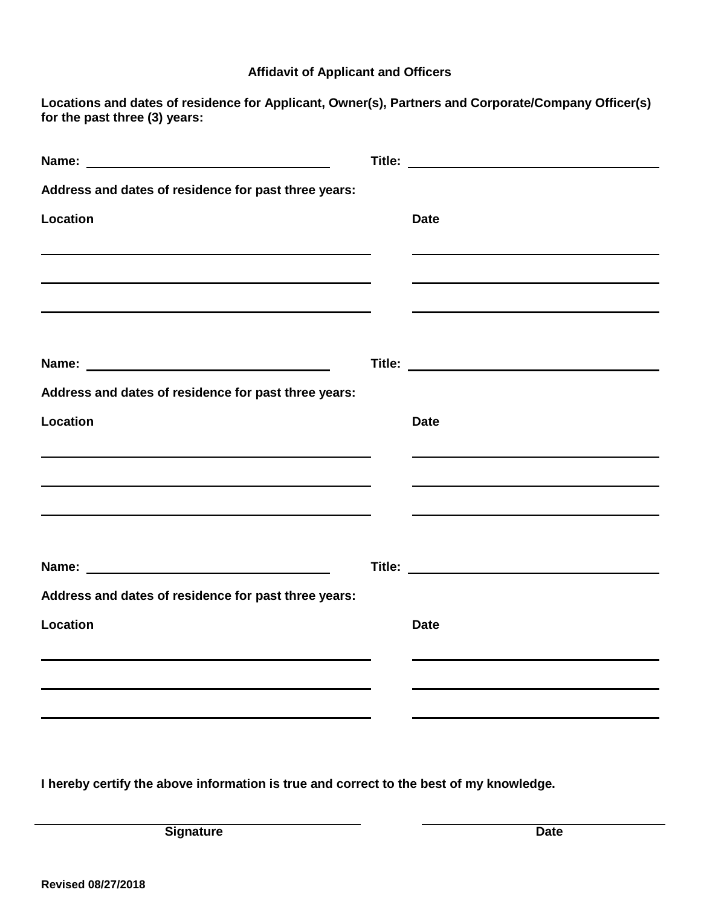# Affidavit of Applicant and Officers

**Locations and dates of residence for Applicant, Owner(s), Partners and Corporate/Company Officer(s) for the past three (3) years:**

**Name:** ______________________________ **Title:** ______________________________

**Address and dates of residence for past three years:**

| Location | Date |
| --- | --- |
| | |
| | |
| | |

**Name:** ______________________________ **Title:** ______________________________

**Address and dates of residence for past three years:**

| Location | Date |
| --- | --- |
| | |
| | |
| | |

**Name:** ______________________________ **Title:** ______________________________

**Address and dates of residence for past three years:**

| Location | Date |
| --- | --- |
| | |
| | |
| | |

**I hereby certify the above information is true and correct to the best of my knowledge.**

______________________________ ______________________________

**Signature** **Date**

**Revised 08/27/2018**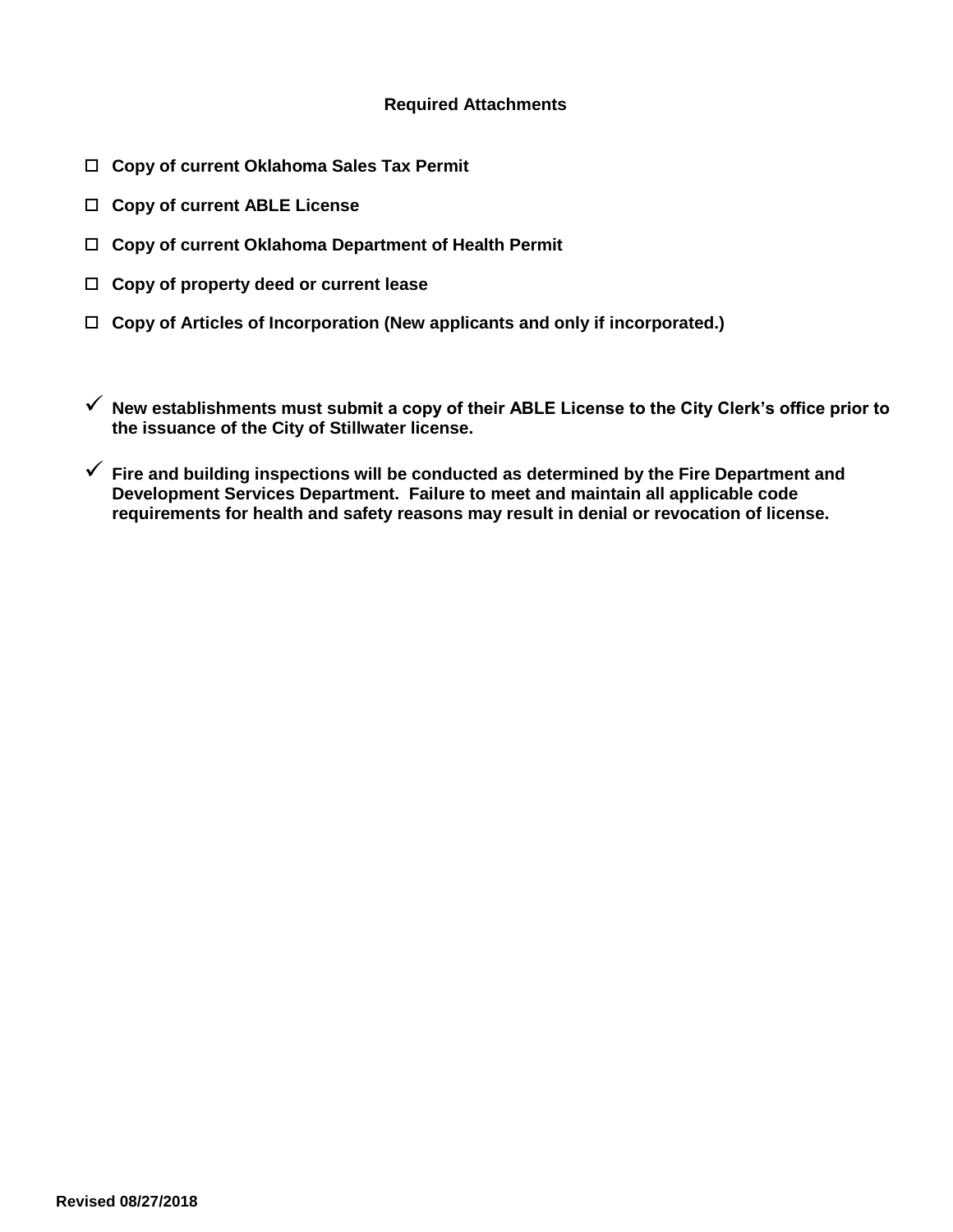**Required Attachments**

- ☐ **Copy of current Oklahoma Sales Tax Permit**
- ☐ **Copy of current ABLE License**
- ☐ **Copy of current Oklahoma Department of Health Permit**
- ☐ **Copy of property deed or current lease**
- ☐ **Copy of Articles of Incorporation (New applicants and only if incorporated.)**

- ✓ **New establishments must submit a copy of their ABLE License to the City Clerk's office prior to the issuance of the City of Stillwater license.**
- ✓ **Fire and building inspections will be conducted as determined by the Fire Department and Development Services Department. Failure to meet and maintain all applicable code requirements for health and safety reasons may result in denial or revocation of license.**

**Revised 08/27/2018**